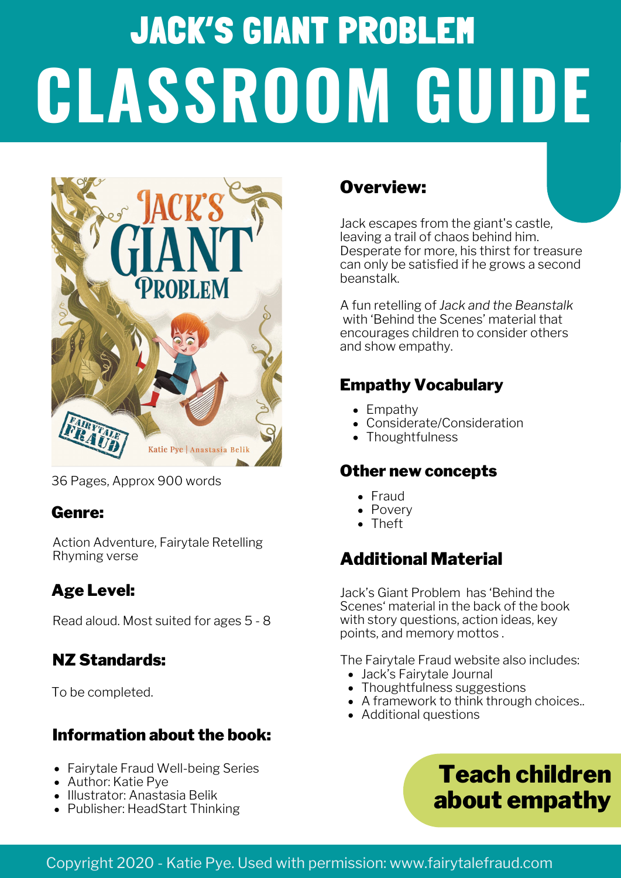# JACK'S GIANT PROBLEM

# CLASSROOM GUIDE

36 Pages, Approx 900 words

### Genre:

Action Adventure, Fairytale Retelling
Rhyming verse

### Age Level:

Read aloud. Most suited for ages 5 - 8

### NZ Standards:

To be completed.

### Information about the book:

- Fairytale Fraud Well-being Series
- Author: Katie Pye
- Illustrator: Anastasia Belik
- Publisher: HeadStart Thinking

### Overview:

Jack escapes from the giant's castle, leaving a trail of chaos behind him. Desperate for more, his thirst for treasure can only be satisfied if he grows a second beanstalk.

A fun retelling of *Jack and the Beanstalk* with 'Behind the Scenes' material that encourages children to consider others and show empathy.

### Empathy Vocabulary

- Empathy
- Considerate/Consideration
- Thoughtfulness

### Other new concepts

- Fraud
- Povery
- Theft

### Additional Material

Jack's Giant Problem has 'Behind the Scenes' material in the back of the book with story questions, action ideas, key points, and memory mottos .

The Fairytale Fraud website also includes:

- Jack's Fairytale Journal
- Thoughtfulness suggestions
- A framework to think through choices..
- Additional questions

**Teach children about empathy**

Copyright 2020 - Katie Pye. Used with permission: www.fairytalefraud.com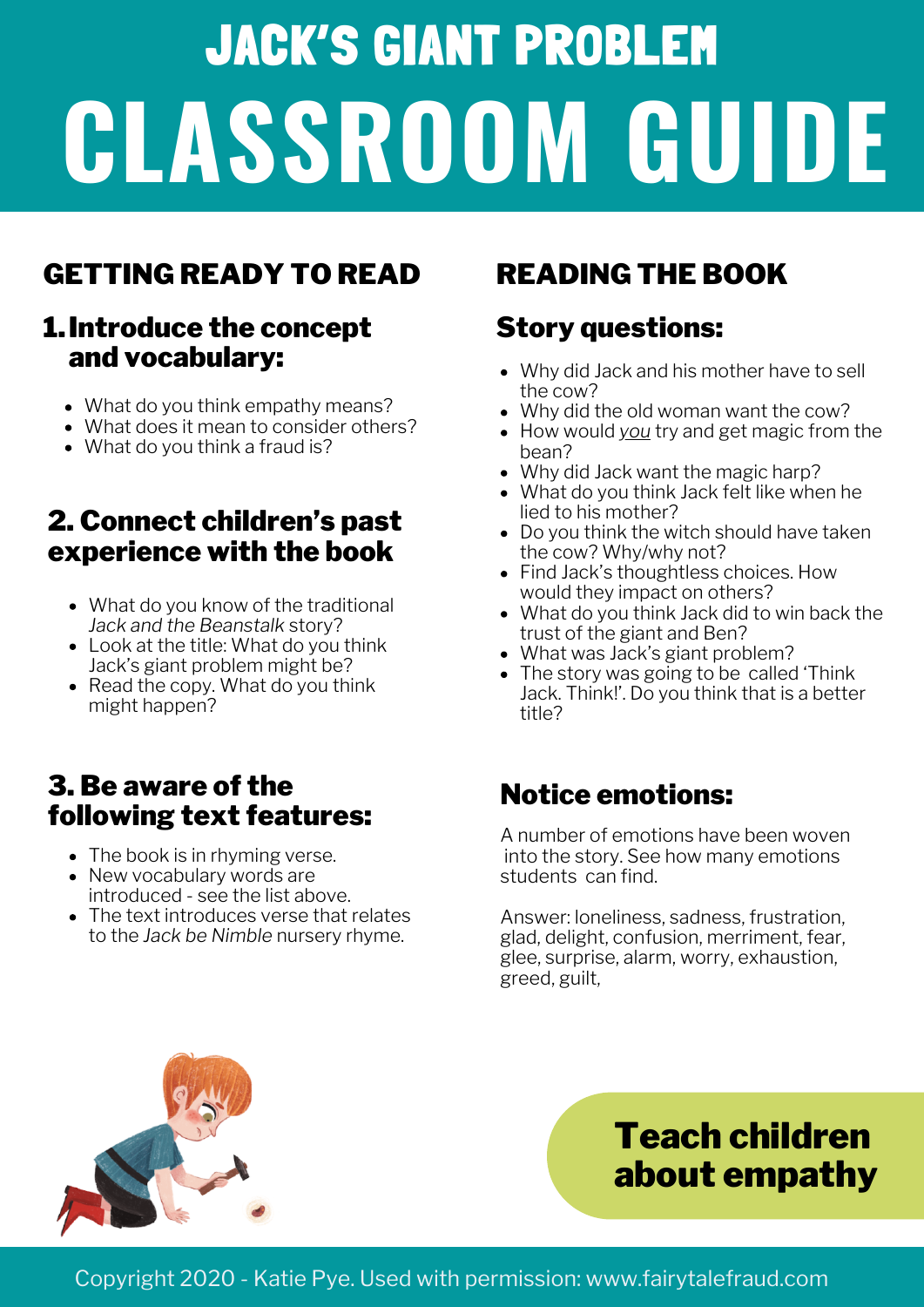# JACK'S GIANT PROBLEM

# CLASSROOM GUIDE

## GETTING READY TO READ

### 1. Introduce the concept and vocabulary:

- What do you think empathy means?
- What does it mean to consider others?
- What do you think a fraud is?

### 2. Connect children's past experience with the book

- What do you know of the traditional *Jack and the Beanstalk* story?
- Look at the title: What do you think Jack's giant problem might be?
- Read the copy. What do you think might happen?

### 3. Be aware of the following text features:

- The book is in rhyming verse.
- New vocabulary words are introduced - see the list above.
- The text introduces verse that relates to the *Jack be Nimble* nursery rhyme.

## READING THE BOOK

### Story questions:

- Why did Jack and his mother have to sell the cow?
- Why did the old woman want the cow?
- How would *you* try and get magic from the bean?
- Why did Jack want the magic harp?
- What do you think Jack felt like when he lied to his mother?
- Do you think the witch should have taken the cow? Why/why not?
- Find Jack's thoughtless choices. How would they impact on others?
- What do you think Jack did to win back the trust of the giant and Ben?
- What was Jack's giant problem?
- The story was going to be called 'Think Jack. Think!'. Do you think that is a better title?

### Notice emotions:

A number of emotions have been woven into the story. See how many emotions students can find.

Answer: loneliness, sadness, frustration, glad, delight, confusion, merriment, fear, glee, surprise, alarm, worry, exhaustion, greed, guilt,

**Teach children about empathy**

Copyright 2020 - Katie Pye. Used with permission: www.fairytalefraud.com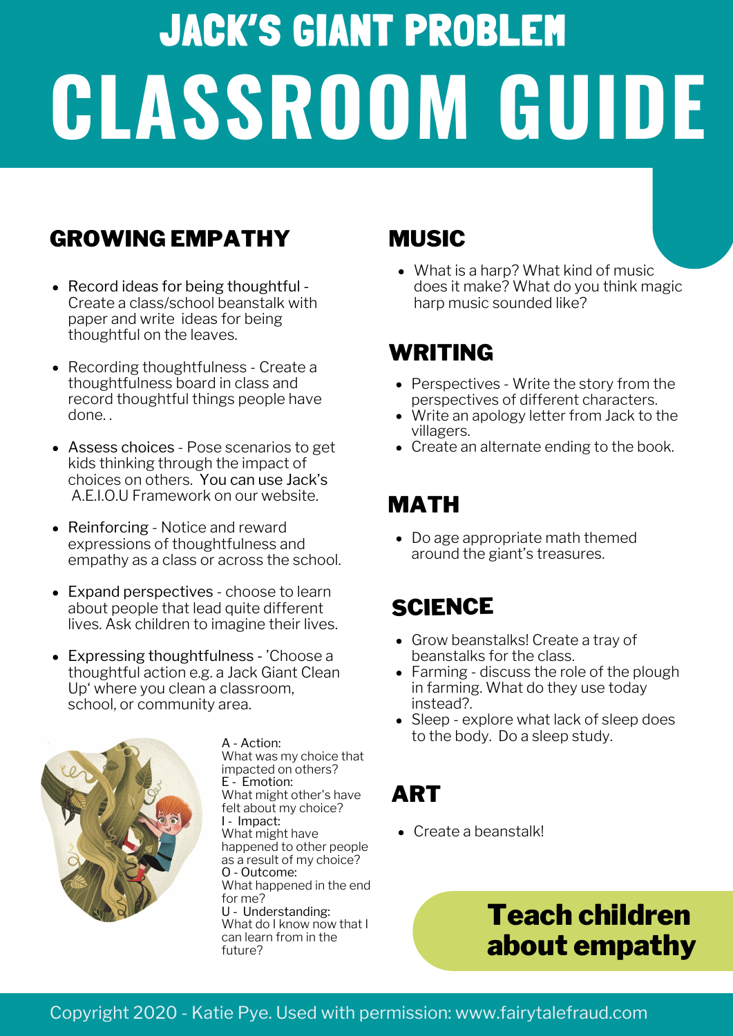# JACK'S GIANT PROBLEM

# CLASSROOM GUIDE

## GROWING EMPATHY

- Record ideas for being thoughtful - Create a class/school beanstalk with paper and write ideas for being thoughtful on the leaves.
- Recording thoughtfulness - Create a thoughtfulness board in class and record thoughtful things people have done. .
- Assess choices - Pose scenarios to get kids thinking through the impact of choices on others. You can use Jack's A.E.I.O.U Framework on our website.
- Reinforcing - Notice and reward expressions of thoughtfulness and empathy as a class or across the school.
- Expand perspectives - choose to learn about people that lead quite different lives. Ask children to imagine their lives.
- Expressing thoughtfulness - 'Choose a thoughtful action e.g. a Jack Giant Clean Up' where you clean a classroom, school, or community area.

A - Action:
What was my choice that impacted on others?
E - Emotion:
What might other's have felt about my choice?
I - Impact:
What might have happened to other people as a result of my choice?
O - Outcome:
What happened in the end for me?
U - Understanding:
What do I know now that I can learn from in the future?

## MUSIC

- What is a harp? What kind of music does it make? What do you think magic harp music sounded like?

## WRITING

- Perspectives - Write the story from the perspectives of different characters.
- Write an apology letter from Jack to the villagers.
- Create an alternate ending to the book.

## MATH

- Do age appropriate math themed around the giant's treasures.

## SCIENCE

- Grow beanstalks! Create a tray of beanstalks for the class.
- Farming - discuss the role of the plough in farming. What do they use today instead?.
- Sleep - explore what lack of sleep does to the body. Do a sleep study.

## ART

- Create a beanstalk!

**Teach children about empathy**

Copyright 2020 - Katie Pye. Used with permission: www.fairytalefraud.com